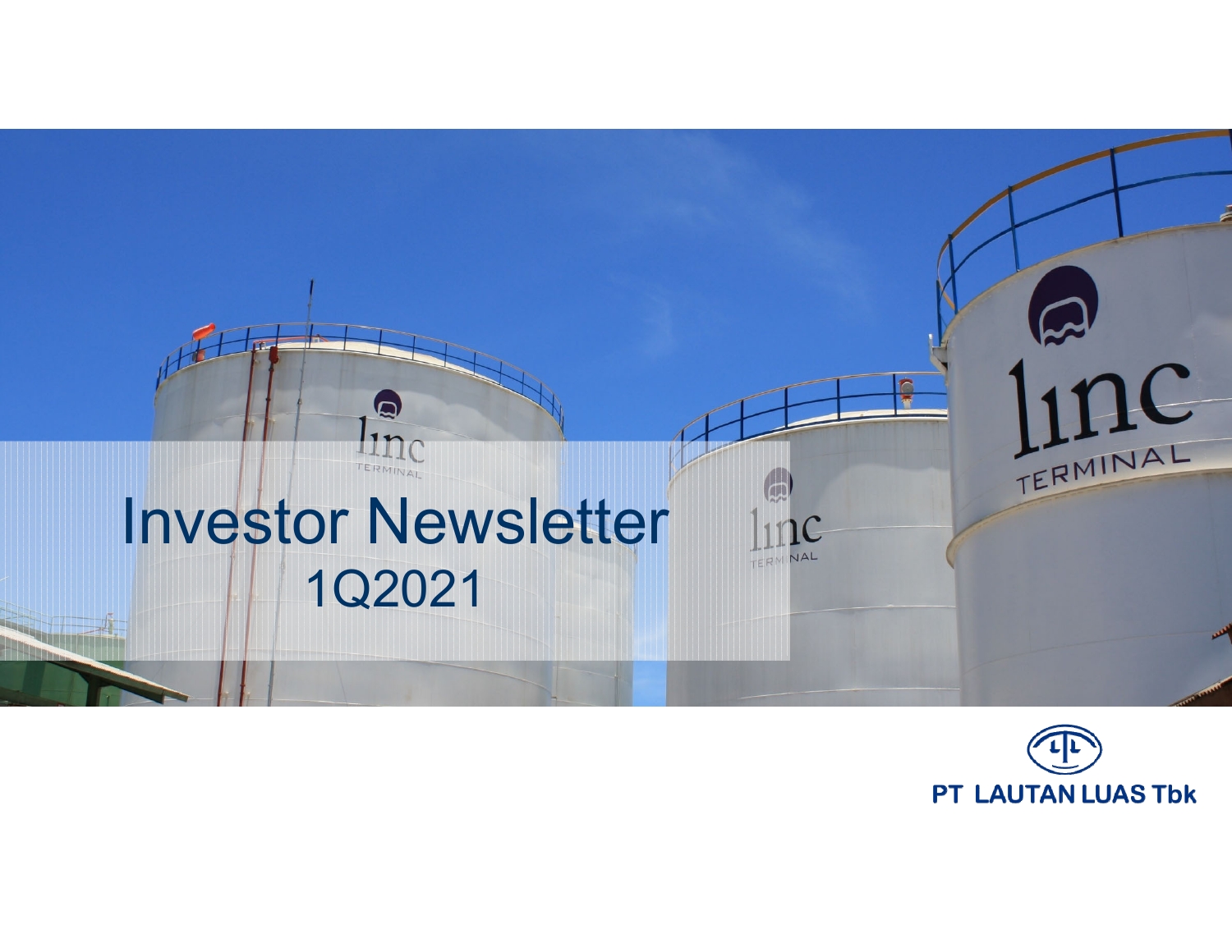# Investor Newsletter

## 1Q2021

PT LAUTAN LUAS Tbk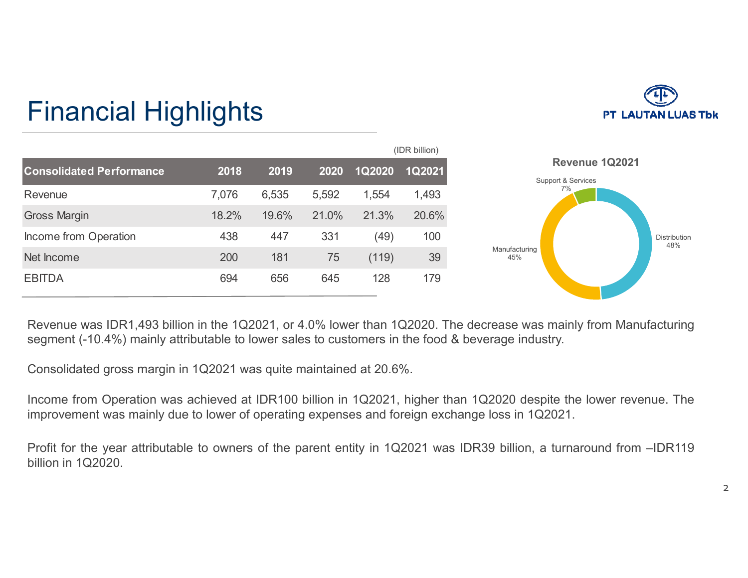# Financial Highlights

PT LAUTAN LUAS Tbk

(IDR billion)

| Consolidated Performance | 2018 | 2019 | 2020 | 1Q2020 | 1Q2021 |
|---|---|---|---|---|---|
| Revenue | 7,076 | 6,535 | 5,592 | 1,554 | 1,493 |
| Gross Margin | 18.2% | 19.6% | 21.0% | 21.3% | 20.6% |
| Income from Operation | 438 | 447 | 331 | (49) | 100 |
| Net Income | 200 | 181 | 75 | (119) | 39 |
| EBITDA | 694 | 656 | 645 | 128 | 179 |

**Revenue 1Q2021**

- Distribution 48%
- Manufacturing 45%
- Support & Services 7%

Revenue was IDR1,493 billion in the 1Q2021, or 4.0% lower than 1Q2020. The decrease was mainly from Manufacturing segment (-10.4%) mainly attributable to lower sales to customers in the food & beverage industry.

Consolidated gross margin in 1Q2021 was quite maintained at 20.6%.

Income from Operation was achieved at IDR100 billion in 1Q2021, higher than 1Q2020 despite the lower revenue. The improvement was mainly due to lower of operating expenses and foreign exchange loss in 1Q2021.

Profit for the year attributable to owners of the parent entity in 1Q2021 was IDR39 billion, a turnaround from –IDR119 billion in 1Q2020.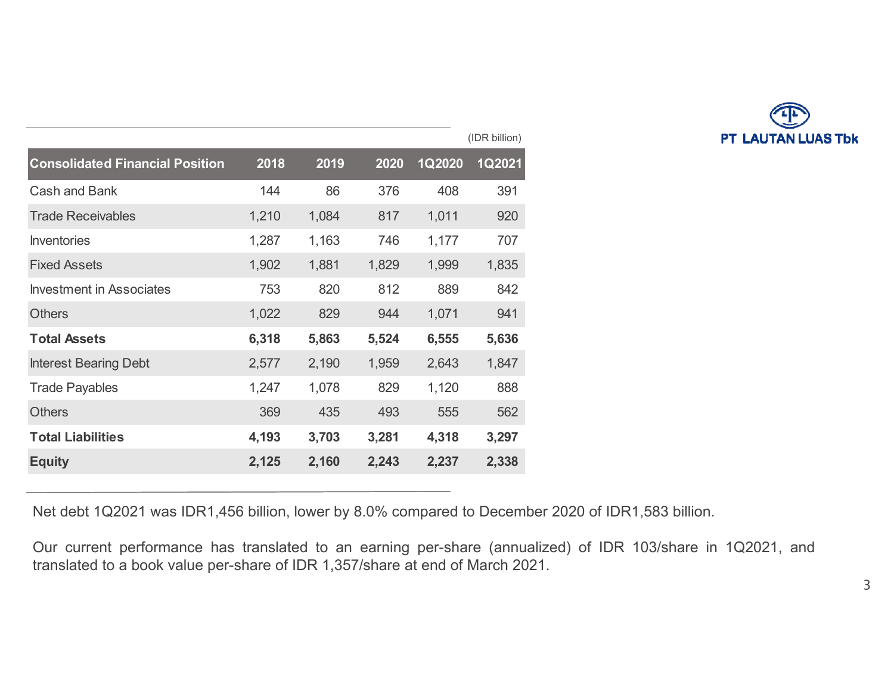PT LAUTAN LUAS Tbk

(IDR billion)

| Consolidated Financial Position | 2018 | 2019 | 2020 | 1Q2020 | 1Q2021 |
|---|---|---|---|---|---|
| Cash and Bank | 144 | 86 | 376 | 408 | 391 |
| Trade Receivables | 1,210 | 1,084 | 817 | 1,011 | 920 |
| Inventories | 1,287 | 1,163 | 746 | 1,177 | 707 |
| Fixed Assets | 1,902 | 1,881 | 1,829 | 1,999 | 1,835 |
| Investment in Associates | 753 | 820 | 812 | 889 | 842 |
| Others | 1,022 | 829 | 944 | 1,071 | 941 |
| **Total Assets** | **6,318** | **5,863** | **5,524** | **6,555** | **5,636** |
| Interest Bearing Debt | 2,577 | 2,190 | 1,959 | 2,643 | 1,847 |
| Trade Payables | 1,247 | 1,078 | 829 | 1,120 | 888 |
| Others | 369 | 435 | 493 | 555 | 562 |
| **Total Liabilities** | **4,193** | **3,703** | **3,281** | **4,318** | **3,297** |
| **Equity** | **2,125** | **2,160** | **2,243** | **2,237** | **2,338** |

Net debt 1Q2021 was IDR1,456 billion, lower by 8.0% compared to December 2020 of IDR1,583 billion.

Our current performance has translated to an earning per-share (annualized) of IDR 103/share in 1Q2021, and translated to a book value per-share of IDR 1,357/share at end of March 2021.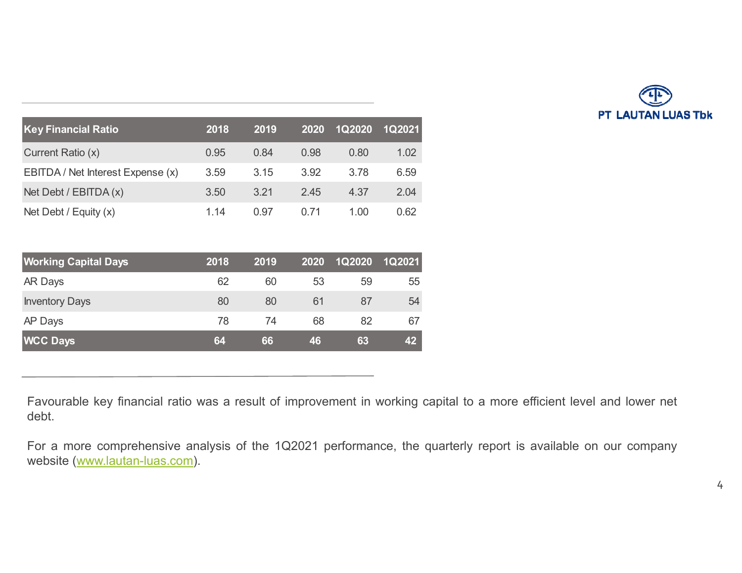PT LAUTAN LUAS Tbk

| Key Financial Ratio | 2018 | 2019 | 2020 | 1Q2020 | 1Q2021 |
|---|---|---|---|---|---|
| Current Ratio (x) | 0.95 | 0.84 | 0.98 | 0.80 | 1.02 |
| EBITDA / Net Interest Expense (x) | 3.59 | 3.15 | 3.92 | 3.78 | 6.59 |
| Net Debt / EBITDA (x) | 3.50 | 3.21 | 2.45 | 4.37 | 2.04 |
| Net Debt / Equity (x) | 1.14 | 0.97 | 0.71 | 1.00 | 0.62 |

| Working Capital Days | 2018 | 2019 | 2020 | 1Q2020 | 1Q2021 |
|---|---|---|---|---|---|
| AR Days | 62 | 60 | 53 | 59 | 55 |
| Inventory Days | 80 | 80 | 61 | 87 | 54 |
| AP Days | 78 | 74 | 68 | 82 | 67 |
| **WCC Days** | **64** | **66** | **46** | **63** | **42** |

Favourable key financial ratio was a result of improvement in working capital to a more efficient level and lower net debt.

For a more comprehensive analysis of the 1Q2021 performance, the quarterly report is available on our company website (www.lautan-luas.com).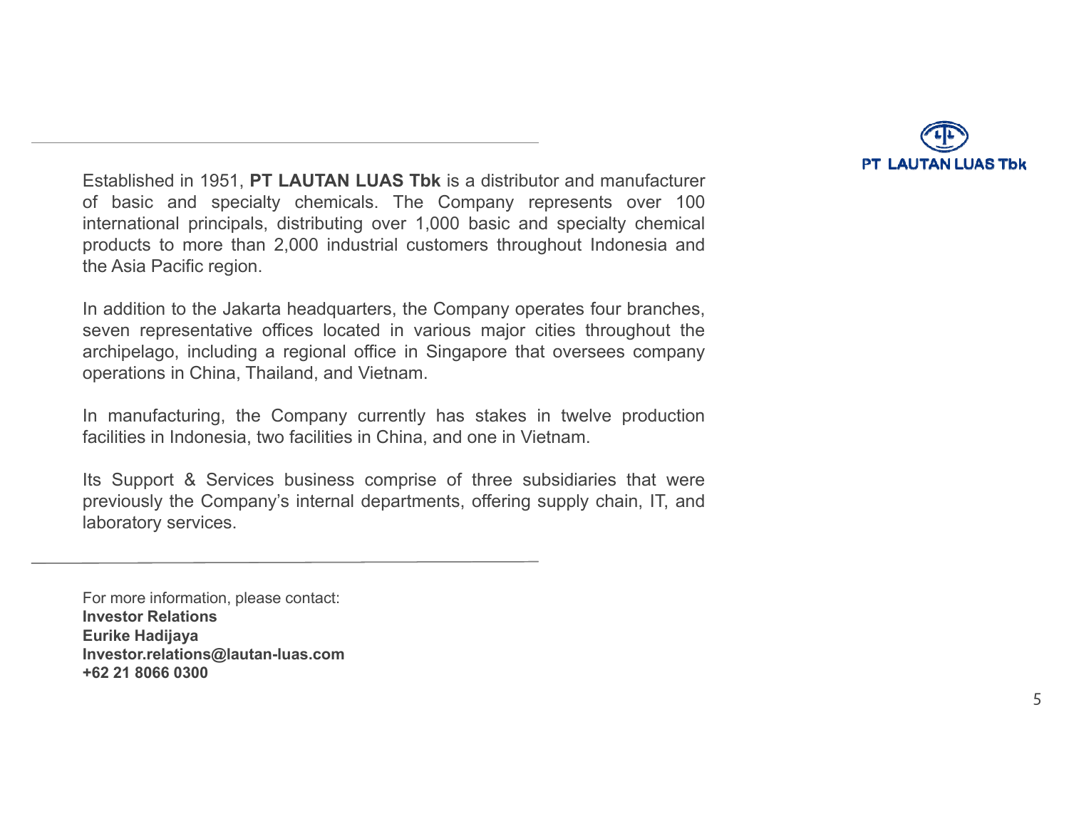**PT LAUTAN LUAS Tbk**

Established in 1951, **PT LAUTAN LUAS Tbk** is a distributor and manufacturer of basic and specialty chemicals. The Company represents over 100 international principals, distributing over 1,000 basic and specialty chemical products to more than 2,000 industrial customers throughout Indonesia and the Asia Pacific region.

In addition to the Jakarta headquarters, the Company operates four branches, seven representative offices located in various major cities throughout the archipelago, including a regional office in Singapore that oversees company operations in China, Thailand, and Vietnam.

In manufacturing, the Company currently has stakes in twelve production facilities in Indonesia, two facilities in China, and one in Vietnam.

Its Support & Services business comprise of three subsidiaries that were previously the Company's internal departments, offering supply chain, IT, and laboratory services.

---

For more information, please contact:
**Investor Relations**
**Eurike Hadijaya**
**Investor.relations@lautan-luas.com**
**+62 21 8066 0300**